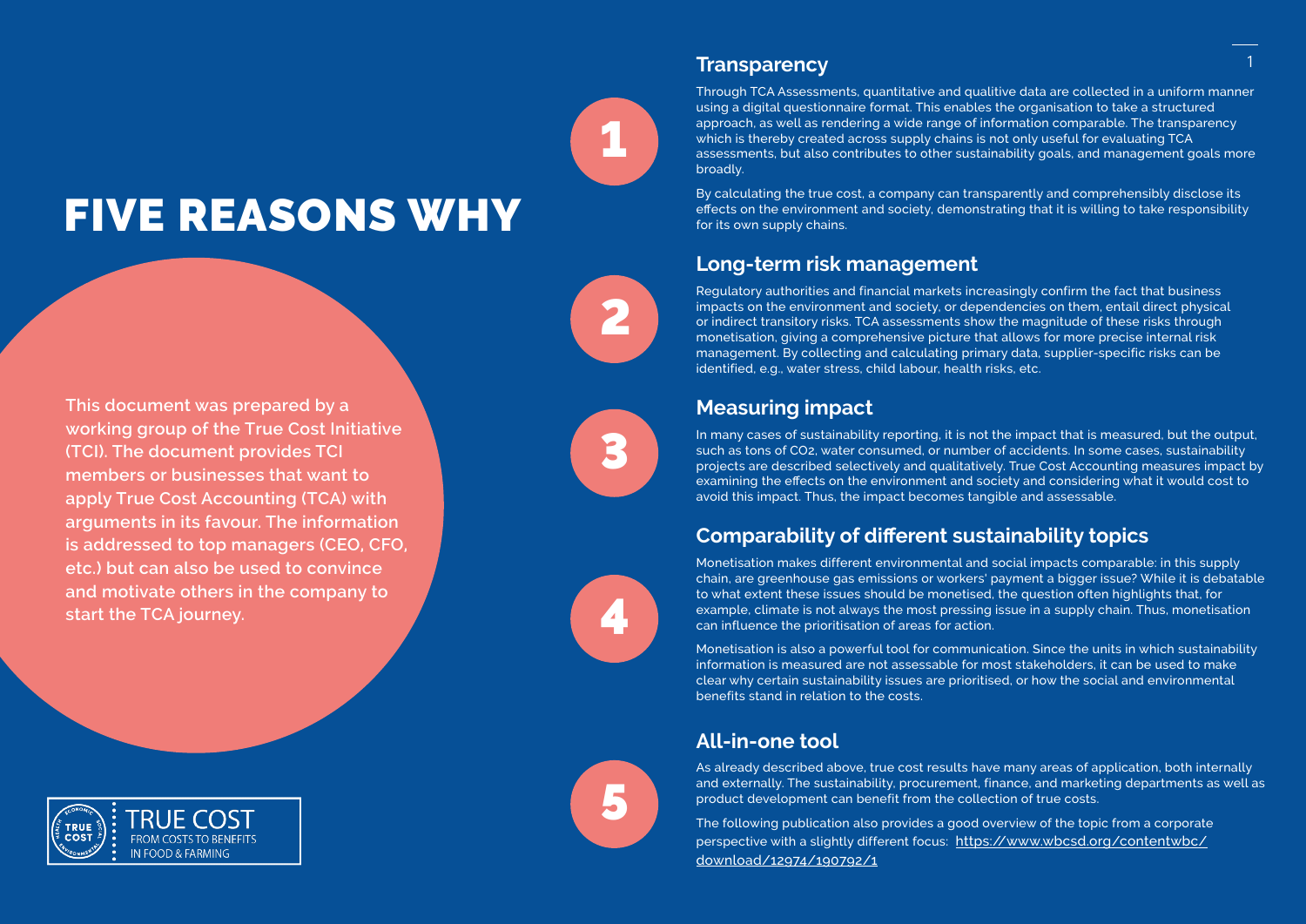# FIVE REASONS WHY

**This document was prepared by a working group of the True Cost Initiative (TCI). The document provides TCI members or businesses that want to apply True Cost Accounting (TCA) with arguments in its favour. The information is addressed to top managers (CEO, CFO, etc.) but can also be used to convince and motivate others in the company to start the TCA journey.**

TRUE COST
FROM COSTS TO BENEFITS
IN FOOD & FARMING

## 1 Transparency

Through TCA Assessments, quantitative and qualitive data are collected in a uniform manner using a digital questionnaire format. This enables the organisation to take a structured approach, as well as rendering a wide range of information comparable. The transparency which is thereby created across supply chains is not only useful for evaluating TCA assessments, but also contributes to other sustainability goals, and management goals more broadly.

By calculating the true cost, a company can transparently and comprehensibly disclose its effects on the environment and society, demonstrating that it is willing to take responsibility for its own supply chains.

## 2 Long-term risk management

Regulatory authorities and financial markets increasingly confirm the fact that business impacts on the environment and society, or dependencies on them, entail direct physical or indirect transitory risks. TCA assessments show the magnitude of these risks through monetisation, giving a comprehensive picture that allows for more precise internal risk management. By collecting and calculating primary data, supplier-specific risks can be identified, e.g., water stress, child labour, health risks, etc.

## 3 Measuring impact

In many cases of sustainability reporting, it is not the impact that is measured, but the output, such as tons of $CO_2$, water consumed, or number of accidents. In some cases, sustainability projects are described selectively and qualitatively. True Cost Accounting measures impact by examining the effects on the environment and society and considering what it would cost to avoid this impact. Thus, the impact becomes tangible and assessable.

## 4 Comparability of different sustainability topics

Monetisation makes different environmental and social impacts comparable: in this supply chain, are greenhouse gas emissions or workers' payment a bigger issue? While it is debatable to what extent these issues should be monetised, the question often highlights that, for example, climate is not always the most pressing issue in a supply chain. Thus, monetisation can influence the prioritisation of areas for action.

Monetisation is also a powerful tool for communication. Since the units in which sustainability information is measured are not assessable for most stakeholders, it can be used to make clear why certain sustainability issues are prioritised, or how the social and environmental benefits stand in relation to the costs.

## 5 All-in-one tool

As already described above, true cost results have many areas of application, both internally and externally. The sustainability, procurement, finance, and marketing departments as well as product development can benefit from the collection of true costs.

The following publication also provides a good overview of the topic from a corporate perspective with a slightly different focus: [https://www.wbcsd.org/contentwbc/download/12974/190792/1](https://www.wbcsd.org/contentwbc/download/12974/190792/1)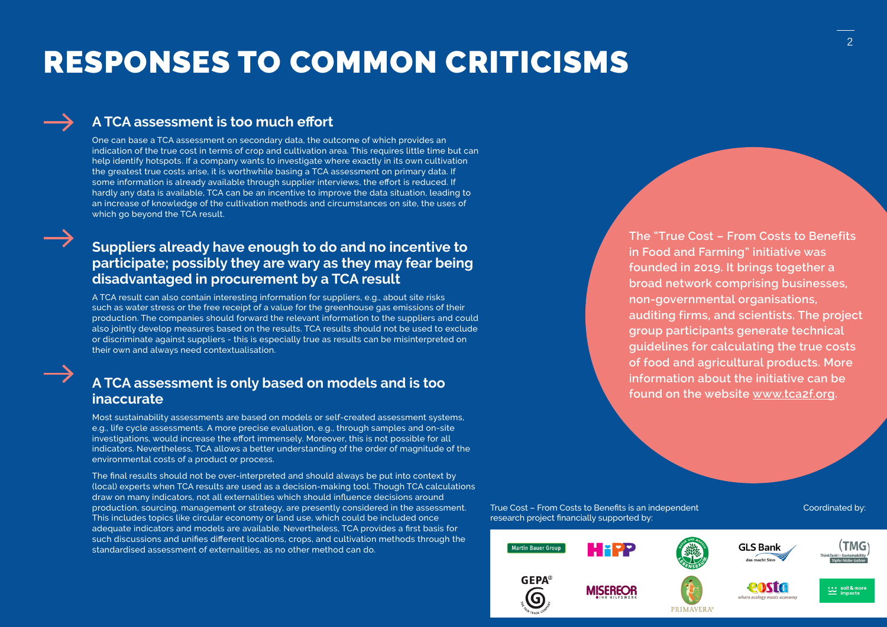# RESPONSES TO COMMON CRITICISMS

## A TCA assessment is too much effort

One can base a TCA assessment on secondary data, the outcome of which provides an indication of the true cost in terms of crop and cultivation area. This requires little time but can help identify hotspots. If a company wants to investigate where exactly in its own cultivation the greatest true costs arise, it is worthwhile basing a TCA assessment on primary data. If some information is already available through supplier interviews, the effort is reduced. If hardly any data is available, TCA can be an incentive to improve the data situation, leading to an increase of knowledge of the cultivation methods and circumstances on site, the uses of which go beyond the TCA result.

## Suppliers already have enough to do and no incentive to participate; possibly they are wary as they may fear being disadvantaged in procurement by a TCA result

A TCA result can also contain interesting information for suppliers, e.g., about site risks such as water stress or the free receipt of a value for the greenhouse gas emissions of their production. The companies should forward the relevant information to the suppliers and could also jointly develop measures based on the results. TCA results should not be used to exclude or discriminate against suppliers - this is especially true as results can be misinterpreted on their own and always need contextualisation.

## A TCA assessment is only based on models and is too inaccurate

Most sustainability assessments are based on models or self-created assessment systems, e.g., life cycle assessments. A more precise evaluation, e.g., through samples and on-site investigations, would increase the effort immensely. Moreover, this is not possible for all indicators. Nevertheless, TCA allows a better understanding of the order of magnitude of the environmental costs of a product or process.

The final results should not be over-interpreted and should always be put into context by (local) experts when TCA results are used as a decision-making tool. Though TCA calculations draw on many indicators, not all externalities which should influence decisions around production, sourcing, management or strategy, are presently considered in the assessment. This includes topics like circular economy or land use, which could be included once adequate indicators and models are available. Nevertheless, TCA provides a first basis for such discussions and unifies different locations, crops, and cultivation methods through the standardised assessment of externalities, as no other method can do.

**The "True Cost – From Costs to Benefits in Food and Farming" initiative was founded in 2019. It brings together a broad network comprising businesses, non-governmental organisations, auditing firms, and scientists. The project group participants generate technical guidelines for calculating the true costs of food and agricultural products. More information about the initiative can be found on the website www.tca2f.org.**

True Cost – From Costs to Benefits is an independent research project financially supported by:

Martin Bauer Group, HiPP, Lebensbaum, GLS Bank, GEPA, MISEREOR, PRIMAVERA, eosta

Coordinated by:

TMG ThinkTank for Sustainability Töpfer Müller Gaßner, soil & more impacts